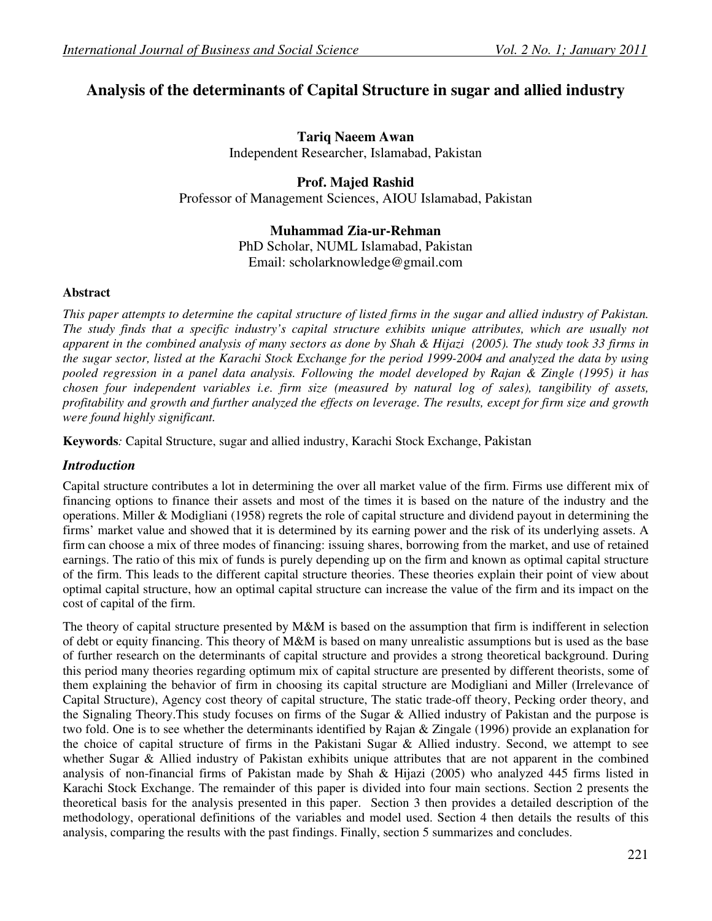# Analysis of the determinants of Capital Structure in sugar and allied industry

**Tariq Naeem Awan**
Independent Researcher, Islamabad, Pakistan

**Prof. Majed Rashid**
Professor of Management Sciences, AIOU Islamabad, Pakistan

**Muhammad Zia-ur-Rehman**
PhD Scholar, NUML Islamabad, Pakistan
Email: scholarknowledge@gmail.com

### Abstract

*This paper attempts to determine the capital structure of listed firms in the sugar and allied industry of Pakistan. The study finds that a specific industry's capital structure exhibits unique attributes, which are usually not apparent in the combined analysis of many sectors as done by Shah & Hijazi (2005). The study took 33 firms in the sugar sector, listed at the Karachi Stock Exchange for the period 1999-2004 and analyzed the data by using pooled regression in a panel data analysis. Following the model developed by Rajan & Zingle (1995) it has chosen four independent variables i.e. firm size (measured by natural log of sales), tangibility of assets, profitability and growth and further analyzed the effects on leverage. The results, except for firm size and growth were found highly significant.*

**Keywords***:* Capital Structure, sugar and allied industry, Karachi Stock Exchange, Pakistan

## *Introduction*

Capital structure contributes a lot in determining the over all market value of the firm. Firms use different mix of financing options to finance their assets and most of the times it is based on the nature of the industry and the operations. Miller & Modigliani (1958) regrets the role of capital structure and dividend payout in determining the firms' market value and showed that it is determined by its earning power and the risk of its underlying assets. A firm can choose a mix of three modes of financing: issuing shares, borrowing from the market, and use of retained earnings. The ratio of this mix of funds is purely depending up on the firm and known as optimal capital structure of the firm. This leads to the different capital structure theories. These theories explain their point of view about optimal capital structure, how an optimal capital structure can increase the value of the firm and its impact on the cost of capital of the firm.

The theory of capital structure presented by M&M is based on the assumption that firm is indifferent in selection of debt or equity financing. This theory of M&M is based on many unrealistic assumptions but is used as the base of further research on the determinants of capital structure and provides a strong theoretical background. During this period many theories regarding optimum mix of capital structure are presented by different theorists, some of them explaining the behavior of firm in choosing its capital structure are Modigliani and Miller (Irrelevance of Capital Structure), Agency cost theory of capital structure, The static trade-off theory, Pecking order theory, and the Signaling Theory.This study focuses on firms of the Sugar & Allied industry of Pakistan and the purpose is two fold. One is to see whether the determinants identified by Rajan & Zingale (1996) provide an explanation for the choice of capital structure of firms in the Pakistani Sugar & Allied industry. Second, we attempt to see whether Sugar & Allied industry of Pakistan exhibits unique attributes that are not apparent in the combined analysis of non-financial firms of Pakistan made by Shah & Hijazi (2005) who analyzed 445 firms listed in Karachi Stock Exchange. The remainder of this paper is divided into four main sections. Section 2 presents the theoretical basis for the analysis presented in this paper. Section 3 then provides a detailed description of the methodology, operational definitions of the variables and model used. Section 4 then details the results of this analysis, comparing the results with the past findings. Finally, section 5 summarizes and concludes.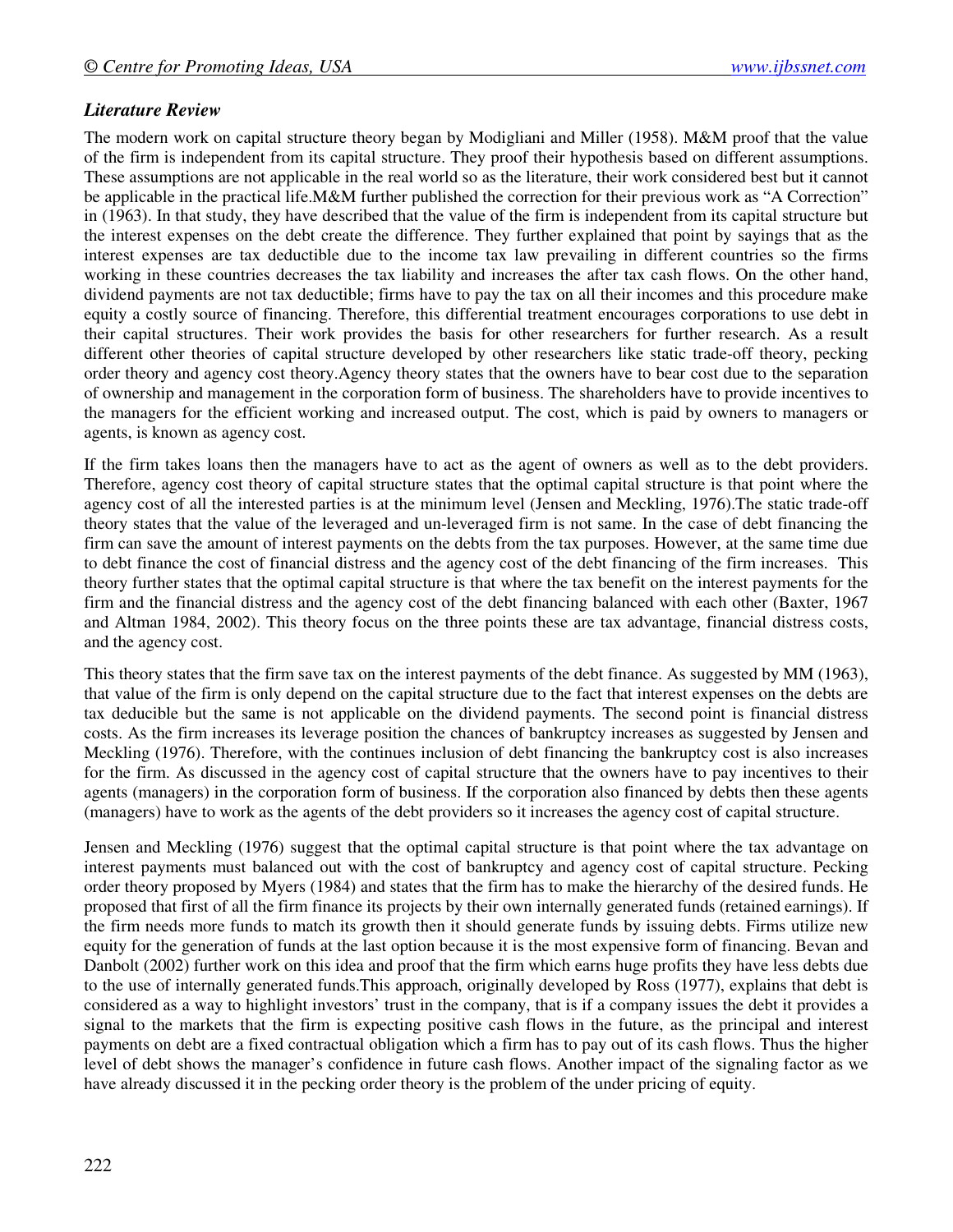### *Literature Review*

The modern work on capital structure theory began by Modigliani and Miller (1958). M&M proof that the value of the firm is independent from its capital structure. They proof their hypothesis based on different assumptions. These assumptions are not applicable in the real world so as the literature, their work considered best but it cannot be applicable in the practical life.M&M further published the correction for their previous work as "A Correction" in (1963). In that study, they have described that the value of the firm is independent from its capital structure but the interest expenses on the debt create the difference. They further explained that point by sayings that as the interest expenses are tax deductible due to the income tax law prevailing in different countries so the firms working in these countries decreases the tax liability and increases the after tax cash flows. On the other hand, dividend payments are not tax deductible; firms have to pay the tax on all their incomes and this procedure make equity a costly source of financing. Therefore, this differential treatment encourages corporations to use debt in their capital structures. Their work provides the basis for other researchers for further research. As a result different other theories of capital structure developed by other researchers like static trade-off theory, pecking order theory and agency cost theory.Agency theory states that the owners have to bear cost due to the separation of ownership and management in the corporation form of business. The shareholders have to provide incentives to the managers for the efficient working and increased output. The cost, which is paid by owners to managers or agents, is known as agency cost.

If the firm takes loans then the managers have to act as the agent of owners as well as to the debt providers. Therefore, agency cost theory of capital structure states that the optimal capital structure is that point where the agency cost of all the interested parties is at the minimum level (Jensen and Meckling, 1976).The static trade-off theory states that the value of the leveraged and un-leveraged firm is not same. In the case of debt financing the firm can save the amount of interest payments on the debts from the tax purposes. However, at the same time due to debt finance the cost of financial distress and the agency cost of the debt financing of the firm increases. This theory further states that the optimal capital structure is that where the tax benefit on the interest payments for the firm and the financial distress and the agency cost of the debt financing balanced with each other (Baxter, 1967 and Altman 1984, 2002). This theory focus on the three points these are tax advantage, financial distress costs, and the agency cost.

This theory states that the firm save tax on the interest payments of the debt finance. As suggested by MM (1963), that value of the firm is only depend on the capital structure due to the fact that interest expenses on the debts are tax deducible but the same is not applicable on the dividend payments. The second point is financial distress costs. As the firm increases its leverage position the chances of bankruptcy increases as suggested by Jensen and Meckling (1976). Therefore, with the continues inclusion of debt financing the bankruptcy cost is also increases for the firm. As discussed in the agency cost of capital structure that the owners have to pay incentives to their agents (managers) in the corporation form of business. If the corporation also financed by debts then these agents (managers) have to work as the agents of the debt providers so it increases the agency cost of capital structure.

Jensen and Meckling (1976) suggest that the optimal capital structure is that point where the tax advantage on interest payments must balanced out with the cost of bankruptcy and agency cost of capital structure. Pecking order theory proposed by Myers (1984) and states that the firm has to make the hierarchy of the desired funds. He proposed that first of all the firm finance its projects by their own internally generated funds (retained earnings). If the firm needs more funds to match its growth then it should generate funds by issuing debts. Firms utilize new equity for the generation of funds at the last option because it is the most expensive form of financing. Bevan and Danbolt (2002) further work on this idea and proof that the firm which earns huge profits they have less debts due to the use of internally generated funds.This approach, originally developed by Ross (1977), explains that debt is considered as a way to highlight investors' trust in the company, that is if a company issues the debt it provides a signal to the markets that the firm is expecting positive cash flows in the future, as the principal and interest payments on debt are a fixed contractual obligation which a firm has to pay out of its cash flows. Thus the higher level of debt shows the manager's confidence in future cash flows. Another impact of the signaling factor as we have already discussed it in the pecking order theory is the problem of the under pricing of equity.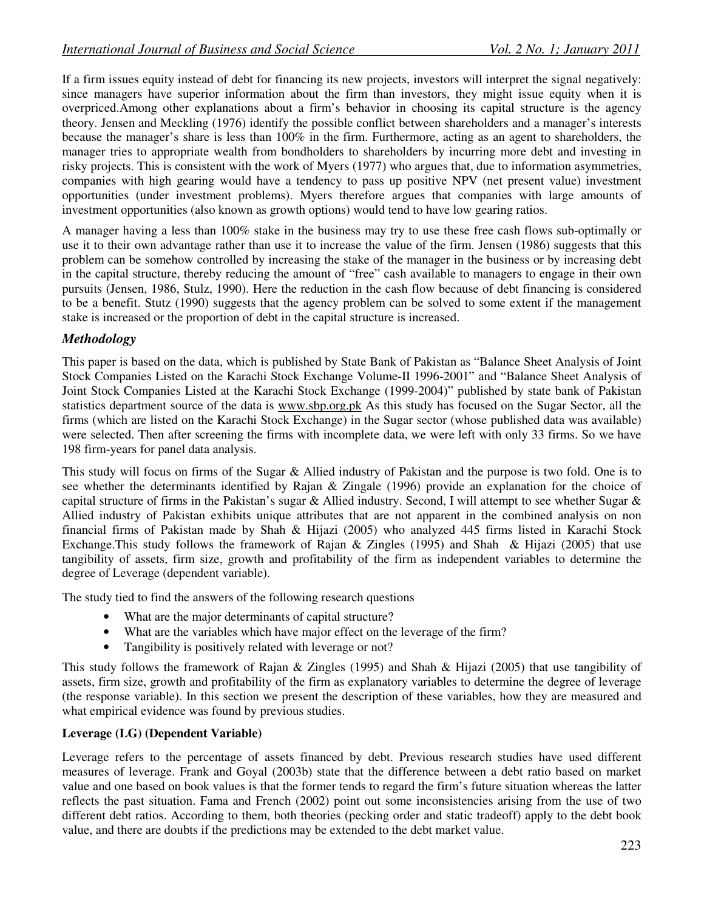If a firm issues equity instead of debt for financing its new projects, investors will interpret the signal negatively: since managers have superior information about the firm than investors, they might issue equity when it is overpriced.Among other explanations about a firm's behavior in choosing its capital structure is the agency theory. Jensen and Meckling (1976) identify the possible conflict between shareholders and a manager's interests because the manager's share is less than 100% in the firm. Furthermore, acting as an agent to shareholders, the manager tries to appropriate wealth from bondholders to shareholders by incurring more debt and investing in risky projects. This is consistent with the work of Myers (1977) who argues that, due to information asymmetries, companies with high gearing would have a tendency to pass up positive NPV (net present value) investment opportunities (under investment problems). Myers therefore argues that companies with large amounts of investment opportunities (also known as growth options) would tend to have low gearing ratios.

A manager having a less than 100% stake in the business may try to use these free cash flows sub-optimally or use it to their own advantage rather than use it to increase the value of the firm. Jensen (1986) suggests that this problem can be somehow controlled by increasing the stake of the manager in the business or by increasing debt in the capital structure, thereby reducing the amount of "free" cash available to managers to engage in their own pursuits (Jensen, 1986, Stulz, 1990). Here the reduction in the cash flow because of debt financing is considered to be a benefit. Stutz (1990) suggests that the agency problem can be solved to some extent if the management stake is increased or the proportion of debt in the capital structure is increased.

## *Methodology*

This paper is based on the data, which is published by State Bank of Pakistan as "Balance Sheet Analysis of Joint Stock Companies Listed on the Karachi Stock Exchange Volume-II 1996-2001" and "Balance Sheet Analysis of Joint Stock Companies Listed at the Karachi Stock Exchange (1999-2004)" published by state bank of Pakistan statistics department source of the data is www.sbp.org.pk As this study has focused on the Sugar Sector, all the firms (which are listed on the Karachi Stock Exchange) in the Sugar sector (whose published data was available) were selected. Then after screening the firms with incomplete data, we were left with only 33 firms. So we have 198 firm-years for panel data analysis.

This study will focus on firms of the Sugar & Allied industry of Pakistan and the purpose is two fold. One is to see whether the determinants identified by Rajan & Zingale (1996) provide an explanation for the choice of capital structure of firms in the Pakistan's sugar & Allied industry. Second, I will attempt to see whether Sugar & Allied industry of Pakistan exhibits unique attributes that are not apparent in the combined analysis on non financial firms of Pakistan made by Shah & Hijazi (2005) who analyzed 445 firms listed in Karachi Stock Exchange.This study follows the framework of Rajan & Zingles (1995) and Shah & Hijazi (2005) that use tangibility of assets, firm size, growth and profitability of the firm as independent variables to determine the degree of Leverage (dependent variable).

The study tied to find the answers of the following research questions

- What are the major determinants of capital structure?
- What are the variables which have major effect on the leverage of the firm?
- Tangibility is positively related with leverage or not?

This study follows the framework of Rajan & Zingles (1995) and Shah & Hijazi (2005) that use tangibility of assets, firm size, growth and profitability of the firm as explanatory variables to determine the degree of leverage (the response variable). In this section we present the description of these variables, how they are measured and what empirical evidence was found by previous studies.

**Leverage (LG) (Dependent Variable)**

Leverage refers to the percentage of assets financed by debt. Previous research studies have used different measures of leverage. Frank and Goyal (2003b) state that the difference between a debt ratio based on market value and one based on book values is that the former tends to regard the firm's future situation whereas the latter reflects the past situation. Fama and French (2002) point out some inconsistencies arising from the use of two different debt ratios. According to them, both theories (pecking order and static tradeoff) apply to the debt book value, and there are doubts if the predictions may be extended to the debt market value.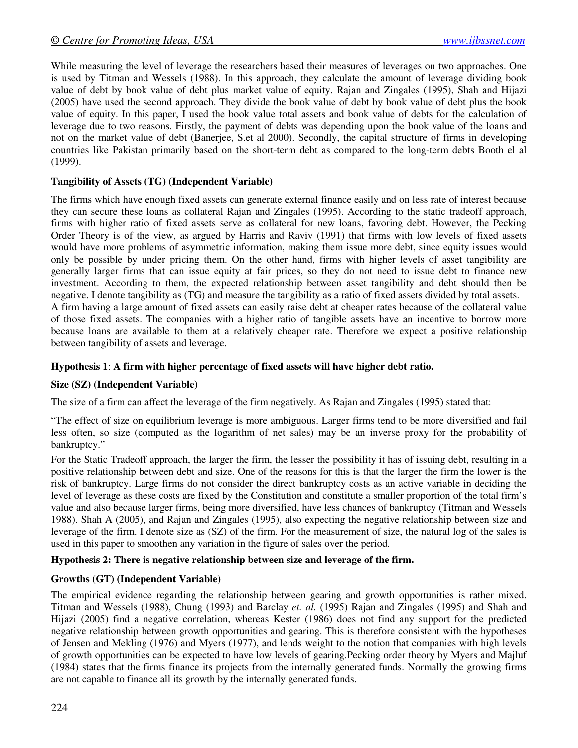While measuring the level of leverage the researchers based their measures of leverages on two approaches. One is used by Titman and Wessels (1988). In this approach, they calculate the amount of leverage dividing book value of debt by book value of debt plus market value of equity. Rajan and Zingales (1995), Shah and Hijazi (2005) have used the second approach. They divide the book value of debt by book value of debt plus the book value of equity. In this paper, I used the book value total assets and book value of debts for the calculation of leverage due to two reasons. Firstly, the payment of debts was depending upon the book value of the loans and not on the market value of debt (Banerjee, S.et al 2000). Secondly, the capital structure of firms in developing countries like Pakistan primarily based on the short-term debt as compared to the long-term debts Booth el al (1999).

**Tangibility of Assets (TG) (Independent Variable)**

The firms which have enough fixed assets can generate external finance easily and on less rate of interest because they can secure these loans as collateral Rajan and Zingales (1995). According to the static tradeoff approach, firms with higher ratio of fixed assets serve as collateral for new loans, favoring debt. However, the Pecking Order Theory is of the view, as argued by Harris and Raviv (1991) that firms with low levels of fixed assets would have more problems of asymmetric information, making them issue more debt, since equity issues would only be possible by under pricing them. On the other hand, firms with higher levels of asset tangibility are generally larger firms that can issue equity at fair prices, so they do not need to issue debt to finance new investment. According to them, the expected relationship between asset tangibility and debt should then be negative. I denote tangibility as (TG) and measure the tangibility as a ratio of fixed assets divided by total assets.
A firm having a large amount of fixed assets can easily raise debt at cheaper rates because of the collateral value of those fixed assets. The companies with a higher ratio of tangible assets have an incentive to borrow more because loans are available to them at a relatively cheaper rate. Therefore we expect a positive relationship between tangibility of assets and leverage.

**Hypothesis 1**: **A firm with higher percentage of fixed assets will have higher debt ratio.**

**Size (SZ) (Independent Variable)**

The size of a firm can affect the leverage of the firm negatively. As Rajan and Zingales (1995) stated that:

"The effect of size on equilibrium leverage is more ambiguous. Larger firms tend to be more diversified and fail less often, so size (computed as the logarithm of net sales) may be an inverse proxy for the probability of bankruptcy."

For the Static Tradeoff approach, the larger the firm, the lesser the possibility it has of issuing debt, resulting in a positive relationship between debt and size. One of the reasons for this is that the larger the firm the lower is the risk of bankruptcy. Large firms do not consider the direct bankruptcy costs as an active variable in deciding the level of leverage as these costs are fixed by the Constitution and constitute a smaller proportion of the total firm's value and also because larger firms, being more diversified, have less chances of bankruptcy (Titman and Wessels 1988). Shah A (2005), and Rajan and Zingales (1995), also expecting the negative relationship between size and leverage of the firm. I denote size as (SZ) of the firm. For the measurement of size, the natural log of the sales is used in this paper to smoothen any variation in the figure of sales over the period.

**Hypothesis 2: There is negative relationship between size and leverage of the firm.**

**Growths (GT) (Independent Variable)**

The empirical evidence regarding the relationship between gearing and growth opportunities is rather mixed. Titman and Wessels (1988), Chung (1993) and Barclay *et. al.* (1995) Rajan and Zingales (1995) and Shah and Hijazi (2005) find a negative correlation, whereas Kester (1986) does not find any support for the predicted negative relationship between growth opportunities and gearing. This is therefore consistent with the hypotheses of Jensen and Mekling (1976) and Myers (1977), and lends weight to the notion that companies with high levels of growth opportunities can be expected to have low levels of gearing.Pecking order theory by Myers and Majluf (1984) states that the firms finance its projects from the internally generated funds. Normally the growing firms are not capable to finance all its growth by the internally generated funds.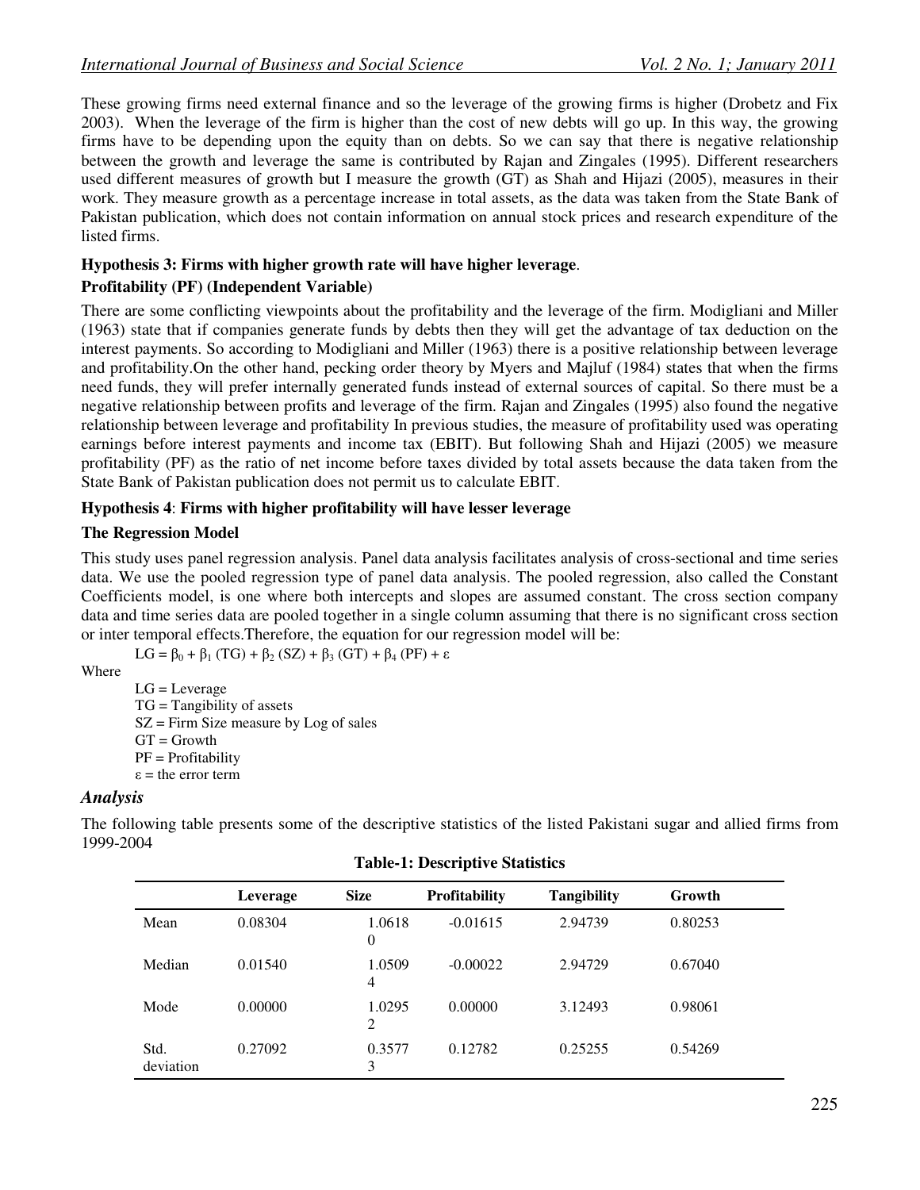These growing firms need external finance and so the leverage of the growing firms is higher (Drobetz and Fix 2003). When the leverage of the firm is higher than the cost of new debts will go up. In this way, the growing firms have to be depending upon the equity than on debts. So we can say that there is negative relationship between the growth and leverage the same is contributed by Rajan and Zingales (1995). Different researchers used different measures of growth but I measure the growth (GT) as Shah and Hijazi (2005), measures in their work. They measure growth as a percentage increase in total assets, as the data was taken from the State Bank of Pakistan publication, which does not contain information on annual stock prices and research expenditure of the listed firms.

**Hypothesis 3: Firms with higher growth rate will have higher leverage**.

**Profitability (PF) (Independent Variable)**

There are some conflicting viewpoints about the profitability and the leverage of the firm. Modigliani and Miller (1963) state that if companies generate funds by debts then they will get the advantage of tax deduction on the interest payments. So according to Modigliani and Miller (1963) there is a positive relationship between leverage and profitability.On the other hand, pecking order theory by Myers and Majluf (1984) states that when the firms need funds, they will prefer internally generated funds instead of external sources of capital. So there must be a negative relationship between profits and leverage of the firm. Rajan and Zingales (1995) also found the negative relationship between leverage and profitability In previous studies, the measure of profitability used was operating earnings before interest payments and income tax (EBIT). But following Shah and Hijazi (2005) we measure profitability (PF) as the ratio of net income before taxes divided by total assets because the data taken from the State Bank of Pakistan publication does not permit us to calculate EBIT.

**Hypothesis 4**: **Firms with higher profitability will have lesser leverage**

**The Regression Model**

This study uses panel regression analysis. Panel data analysis facilitates analysis of cross-sectional and time series data. We use the pooled regression type of panel data analysis. The pooled regression, also called the Constant Coefficients model, is one where both intercepts and slopes are assumed constant. The cross section company data and time series data are pooled together in a single column assuming that there is no significant cross section or inter temporal effects.Therefore, the equation for our regression model will be:

$$LG = \beta_0 + \beta_1 (TG) + \beta_2 (SZ) + \beta_3 (GT) + \beta_4 (PF) + \varepsilon$$

Where

LG = Leverage

TG = Tangibility of assets

SZ = Firm Size measure by Log of sales

GT = Growth

PF = Profitability

$\varepsilon$ = the error term

## *Analysis*

The following table presents some of the descriptive statistics of the listed Pakistani sugar and allied firms from 1999-2004

**Table-1: Descriptive Statistics**

| | Leverage | Size | Profitability | Tangibility | Growth |
|---|---|---|---|---|---|
| Mean | 0.08304 | 1.06180 | -0.01615 | 2.94739 | 0.80253 |
| Median | 0.01540 | 1.05094 | -0.00022 | 2.94729 | 0.67040 |
| Mode | 0.00000 | 1.02952 | 0.00000 | 3.12493 | 0.98061 |
| Std. deviation | 0.27092 | 0.35773 | 0.12782 | 0.25255 | 0.54269 |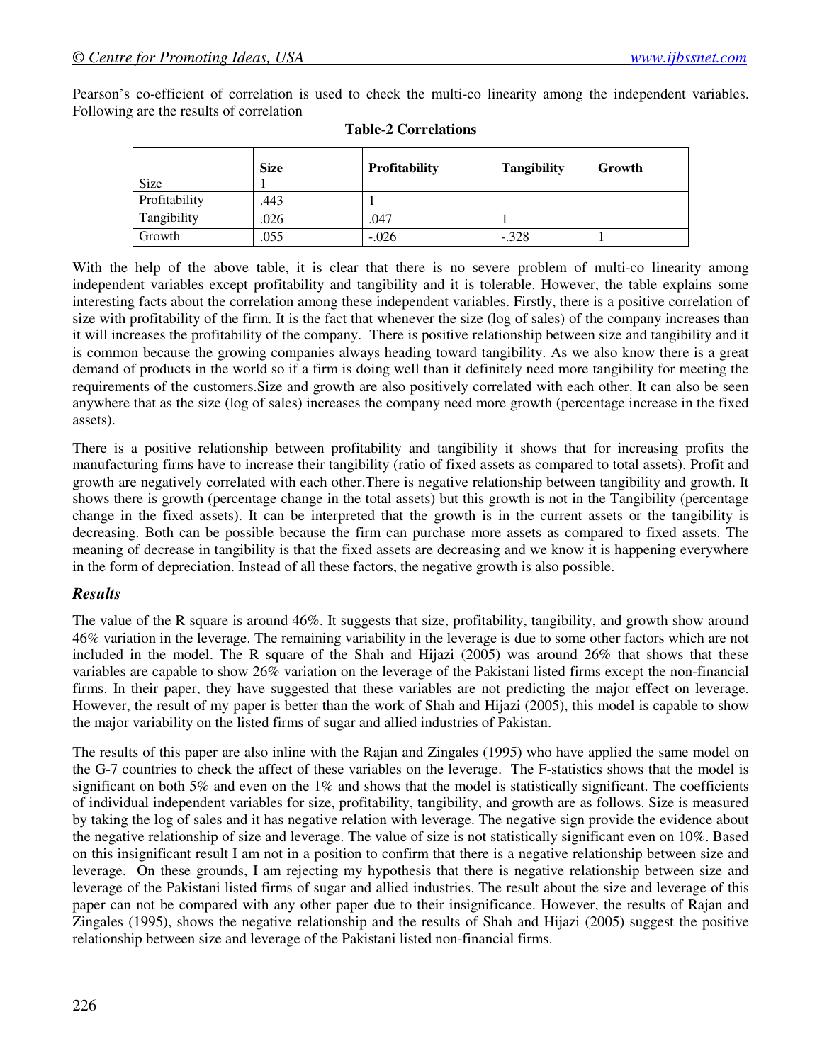Pearson's co-efficient of correlation is used to check the multi-co linearity among the independent variables. Following are the results of correlation

**Table-2 Correlations**

| | Size | Profitability | Tangibility | Growth |
|---|---|---|---|---|
| Size | 1 | | | |
| Profitability | .443 | 1 | | |
| Tangibility | .026 | .047 | 1 | |
| Growth | .055 | -.026 | -.328 | 1 |

With the help of the above table, it is clear that there is no severe problem of multi-co linearity among independent variables except profitability and tangibility and it is tolerable. However, the table explains some interesting facts about the correlation among these independent variables. Firstly, there is a positive correlation of size with profitability of the firm. It is the fact that whenever the size (log of sales) of the company increases than it will increases the profitability of the company. There is positive relationship between size and tangibility and it is common because the growing companies always heading toward tangibility. As we also know there is a great demand of products in the world so if a firm is doing well than it definitely need more tangibility for meeting the requirements of the customers.Size and growth are also positively correlated with each other. It can also be seen anywhere that as the size (log of sales) increases the company need more growth (percentage increase in the fixed assets).

There is a positive relationship between profitability and tangibility it shows that for increasing profits the manufacturing firms have to increase their tangibility (ratio of fixed assets as compared to total assets). Profit and growth are negatively correlated with each other.There is negative relationship between tangibility and growth. It shows there is growth (percentage change in the total assets) but this growth is not in the Tangibility (percentage change in the fixed assets). It can be interpreted that the growth is in the current assets or the tangibility is decreasing. Both can be possible because the firm can purchase more assets as compared to fixed assets. The meaning of decrease in tangibility is that the fixed assets are decreasing and we know it is happening everywhere in the form of depreciation. Instead of all these factors, the negative growth is also possible.

### *Results*

The value of the R square is around 46%. It suggests that size, profitability, tangibility, and growth show around 46% variation in the leverage. The remaining variability in the leverage is due to some other factors which are not included in the model. The R square of the Shah and Hijazi (2005) was around 26% that shows that these variables are capable to show 26% variation on the leverage of the Pakistani listed firms except the non-financial firms. In their paper, they have suggested that these variables are not predicting the major effect on leverage. However, the result of my paper is better than the work of Shah and Hijazi (2005), this model is capable to show the major variability on the listed firms of sugar and allied industries of Pakistan.

The results of this paper are also inline with the Rajan and Zingales (1995) who have applied the same model on the G-7 countries to check the affect of these variables on the leverage. The F-statistics shows that the model is significant on both 5% and even on the 1% and shows that the model is statistically significant. The coefficients of individual independent variables for size, profitability, tangibility, and growth are as follows. Size is measured by taking the log of sales and it has negative relation with leverage. The negative sign provide the evidence about the negative relationship of size and leverage. The value of size is not statistically significant even on 10%. Based on this insignificant result I am not in a position to confirm that there is a negative relationship between size and leverage. On these grounds, I am rejecting my hypothesis that there is negative relationship between size and leverage of the Pakistani listed firms of sugar and allied industries. The result about the size and leverage of this paper can not be compared with any other paper due to their insignificance. However, the results of Rajan and Zingales (1995), shows the negative relationship and the results of Shah and Hijazi (2005) suggest the positive relationship between size and leverage of the Pakistani listed non-financial firms.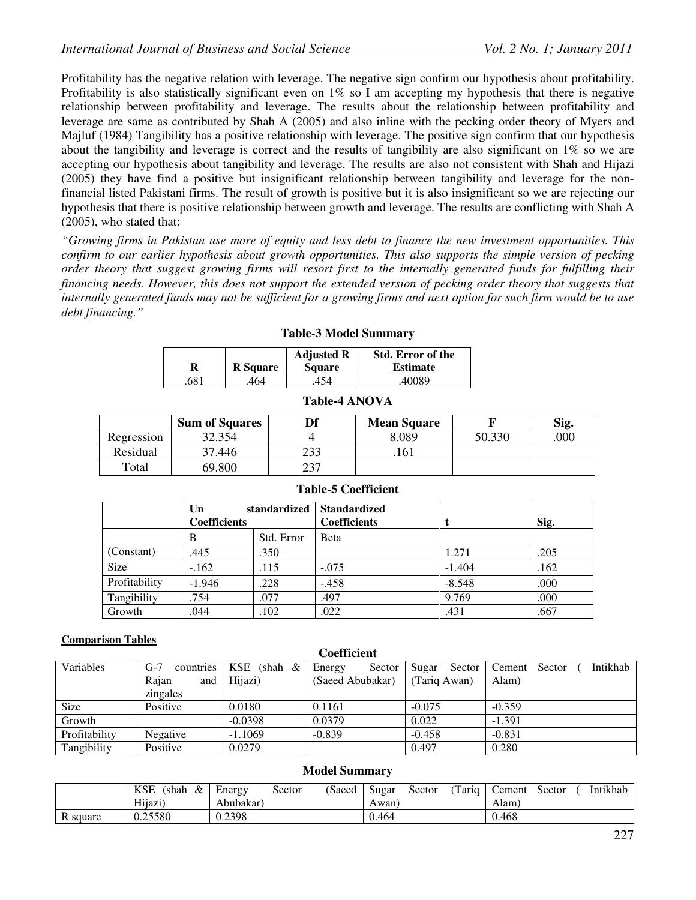Profitability has the negative relation with leverage. The negative sign confirm our hypothesis about profitability. Profitability is also statistically significant even on 1% so I am accepting my hypothesis that there is negative relationship between profitability and leverage. The results about the relationship between profitability and leverage are same as contributed by Shah A (2005) and also inline with the pecking order theory of Myers and Majluf (1984) Tangibility has a positive relationship with leverage. The positive sign confirm that our hypothesis about the tangibility and leverage is correct and the results of tangibility are also significant on 1% so we are accepting our hypothesis about tangibility and leverage. The results are also not consistent with Shah and Hijazi (2005) they have find a positive but insignificant relationship between tangibility and leverage for the non-financial listed Pakistani firms. The result of growth is positive but it is also insignificant so we are rejecting our hypothesis that there is positive relationship between growth and leverage. The results are conflicting with Shah A (2005), who stated that:

*"Growing firms in Pakistan use more of equity and less debt to finance the new investment opportunities. This confirm to our earlier hypothesis about growth opportunities. This also supports the simple version of pecking order theory that suggest growing firms will resort first to the internally generated funds for fulfilling their financing needs. However, this does not support the extended version of pecking order theory that suggests that internally generated funds may not be sufficient for a growing firms and next option for such firm would be to use debt financing."*

**Table-3 Model Summary**

| R | R Square | Adjusted R Square | Std. Error of the Estimate |
|---|---|---|---|
| .681 | .464 | .454 | .40089 |

**Table-4 ANOVA**

| | Sum of Squares | Df | Mean Square | F | Sig. |
|---|---|---|---|---|---|
| Regression | 32.354 | 4 | 8.089 | 50.330 | .000 |
| Residual | 37.446 | 233 | .161 | | |
| Total | 69.800 | 237 | | | |

**Table-5 Coefficient**

| | Un standardized Coefficients | | Standardized Coefficients | t | Sig. |
|---|---|---|---|---|---|
| | B | Std. Error | Beta | | |
| (Constant) | .445 | .350 | | 1.271 | .205 |
| Size | -.162 | .115 | -.075 | -1.404 | .162 |
| Profitability | -1.946 | .228 | -.458 | -8.548 | .000 |
| Tangibility | .754 | .077 | .497 | 9.769 | .000 |
| Growth | .044 | .102 | .022 | .431 | .667 |

**Comparison Tables**

**Coefficient**

| Variables | G-7 countries Rajan and zingales | KSE (shah & Hijazi) | Energy Sector (Saeed Abubakar) | Sugar Sector (Tariq Awan) | Cement Sector ( Intikhab Alam) |
|---|---|---|---|---|---|
| Size | Positive | 0.0180 | 0.1161 | -0.075 | -0.359 |
| Growth | | -0.0398 | 0.0379 | 0.022 | -1.391 |
| Profitability | Negative | -1.1069 | -0.839 | -0.458 | -0.831 |
| Tangibility | Positive | 0.0279 | | 0.497 | 0.280 |

**Model Summary**

| | KSE (shah & Hijazi) | Energy Sector (Saeed Abubakar) | Sugar Sector (Tariq Awan) | Cement Sector ( Intikhab Alam) |
|---|---|---|---|---|
| R square | 0.25580 | 0.2398 | 0.464 | 0.468 |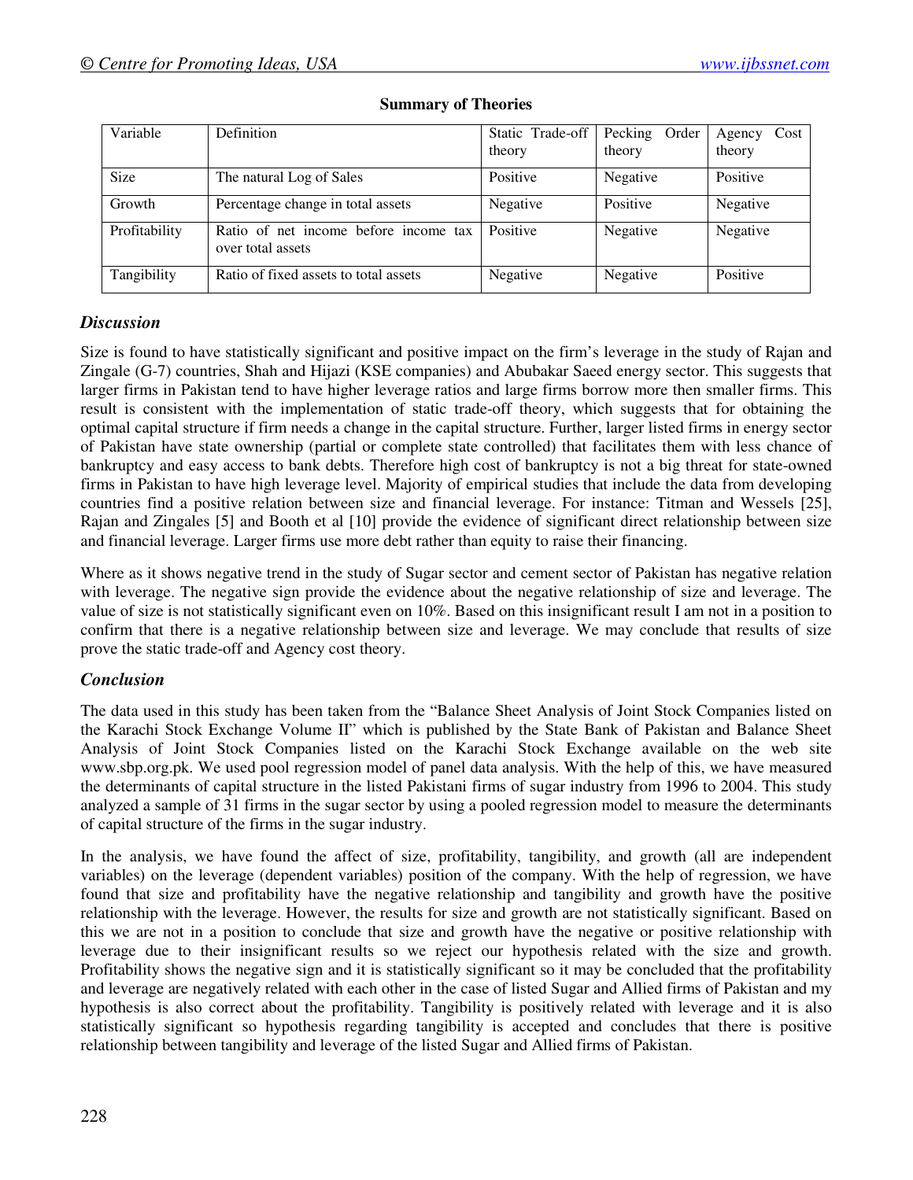**Summary of Theories**

| Variable | Definition | Static Trade-off theory | Pecking Order theory | Agency Cost theory |
|---|---|---|---|---|
| Size | The natural Log of Sales | Positive | Negative | Positive |
| Growth | Percentage change in total assets | Negative | Positive | Negative |
| Profitability | Ratio of net income before income tax over total assets | Positive | Negative | Negative |
| Tangibility | Ratio of fixed assets to total assets | Negative | Negative | Positive |

### *Discussion*

Size is found to have statistically significant and positive impact on the firm's leverage in the study of Rajan and Zingale (G-7) countries, Shah and Hijazi (KSE companies) and Abubakar Saeed energy sector. This suggests that larger firms in Pakistan tend to have higher leverage ratios and large firms borrow more then smaller firms. This result is consistent with the implementation of static trade-off theory, which suggests that for obtaining the optimal capital structure if firm needs a change in the capital structure. Further, larger listed firms in energy sector of Pakistan have state ownership (partial or complete state controlled) that facilitates them with less chance of bankruptcy and easy access to bank debts. Therefore high cost of bankruptcy is not a big threat for state-owned firms in Pakistan to have high leverage level. Majority of empirical studies that include the data from developing countries find a positive relation between size and financial leverage. For instance: Titman and Wessels [25], Rajan and Zingales [5] and Booth et al [10] provide the evidence of significant direct relationship between size and financial leverage. Larger firms use more debt rather than equity to raise their financing.

Where as it shows negative trend in the study of Sugar sector and cement sector of Pakistan has negative relation with leverage. The negative sign provide the evidence about the negative relationship of size and leverage. The value of size is not statistically significant even on 10%. Based on this insignificant result I am not in a position to confirm that there is a negative relationship between size and leverage. We may conclude that results of size prove the static trade-off and Agency cost theory.

### *Conclusion*

The data used in this study has been taken from the "Balance Sheet Analysis of Joint Stock Companies listed on the Karachi Stock Exchange Volume II" which is published by the State Bank of Pakistan and Balance Sheet Analysis of Joint Stock Companies listed on the Karachi Stock Exchange available on the web site www.sbp.org.pk. We used pool regression model of panel data analysis. With the help of this, we have measured the determinants of capital structure in the listed Pakistani firms of sugar industry from 1996 to 2004. This study analyzed a sample of 31 firms in the sugar sector by using a pooled regression model to measure the determinants of capital structure of the firms in the sugar industry.

In the analysis, we have found the affect of size, profitability, tangibility, and growth (all are independent variables) on the leverage (dependent variables) position of the company. With the help of regression, we have found that size and profitability have the negative relationship and tangibility and growth have the positive relationship with the leverage. However, the results for size and growth are not statistically significant. Based on this we are not in a position to conclude that size and growth have the negative or positive relationship with leverage due to their insignificant results so we reject our hypothesis related with the size and growth. Profitability shows the negative sign and it is statistically significant so it may be concluded that the profitability and leverage are negatively related with each other in the case of listed Sugar and Allied firms of Pakistan and my hypothesis is also correct about the profitability. Tangibility is positively related with leverage and it is also statistically significant so hypothesis regarding tangibility is accepted and concludes that there is positive relationship between tangibility and leverage of the listed Sugar and Allied firms of Pakistan.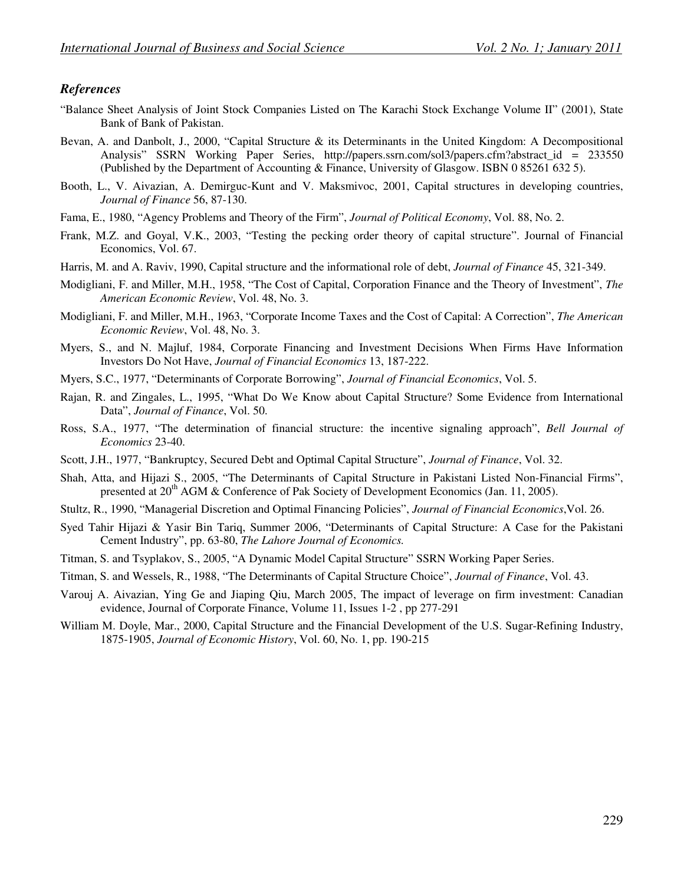### *References*

"Balance Sheet Analysis of Joint Stock Companies Listed on The Karachi Stock Exchange Volume II" (2001), State Bank of Bank of Pakistan.

Bevan, A. and Danbolt, J., 2000, "Capital Structure & its Determinants in the United Kingdom: A Decompositional Analysis" SSRN Working Paper Series, http://papers.ssrn.com/sol3/papers.cfm?abstract_id = 233550 (Published by the Department of Accounting & Finance, University of Glasgow. ISBN 0 85261 632 5).

Booth, L., V. Aivazian, A. Demirguc-Kunt and V. Maksmivoc, 2001, Capital structures in developing countries, *Journal of Finance* 56, 87-130.

Fama, E., 1980, "Agency Problems and Theory of the Firm", *Journal of Political Economy*, Vol. 88, No. 2.

Frank, M.Z. and Goyal, V.K., 2003, "Testing the pecking order theory of capital structure". Journal of Financial Economics, Vol. 67.

Harris, M. and A. Raviv, 1990, Capital structure and the informational role of debt, *Journal of Finance* 45, 321-349.

Modigliani, F. and Miller, M.H., 1958, "The Cost of Capital, Corporation Finance and the Theory of Investment", *The American Economic Review*, Vol. 48, No. 3.

Modigliani, F. and Miller, M.H., 1963, "Corporate Income Taxes and the Cost of Capital: A Correction", *The American Economic Review*, Vol. 48, No. 3.

Myers, S., and N. Majluf, 1984, Corporate Financing and Investment Decisions When Firms Have Information Investors Do Not Have, *Journal of Financial Economics* 13, 187-222.

Myers, S.C., 1977, "Determinants of Corporate Borrowing", *Journal of Financial Economics*, Vol. 5.

Rajan, R. and Zingales, L., 1995, "What Do We Know about Capital Structure? Some Evidence from International Data", *Journal of Finance*, Vol. 50.

Ross, S.A., 1977, "The determination of financial structure: the incentive signaling approach", *Bell Journal of Economics* 23-40.

Scott, J.H., 1977, "Bankruptcy, Secured Debt and Optimal Capital Structure", *Journal of Finance*, Vol. 32.

Shah, Atta, and Hijazi S., 2005, "The Determinants of Capital Structure in Pakistani Listed Non-Financial Firms", presented at 20th AGM & Conference of Pak Society of Development Economics (Jan. 11, 2005).

Stultz, R., 1990, "Managerial Discretion and Optimal Financing Policies", *Journal of Financial Economics*,Vol. 26.

Syed Tahir Hijazi & Yasir Bin Tariq, Summer 2006, "Determinants of Capital Structure: A Case for the Pakistani Cement Industry", pp. 63-80, *The Lahore Journal of Economics.*

Titman, S. and Tsyplakov, S., 2005, "A Dynamic Model Capital Structure" SSRN Working Paper Series.

Titman, S. and Wessels, R., 1988, "The Determinants of Capital Structure Choice", *Journal of Finance*, Vol. 43.

Varouj A. Aivazian, Ying Ge and Jiaping Qiu, March 2005, The impact of leverage on firm investment: Canadian evidence, Journal of Corporate Finance, Volume 11, Issues 1-2 , pp 277-291

William M. Doyle, Mar., 2000, Capital Structure and the Financial Development of the U.S. Sugar-Refining Industry, 1875-1905, *Journal of Economic History*, Vol. 60, No. 1, pp. 190-215